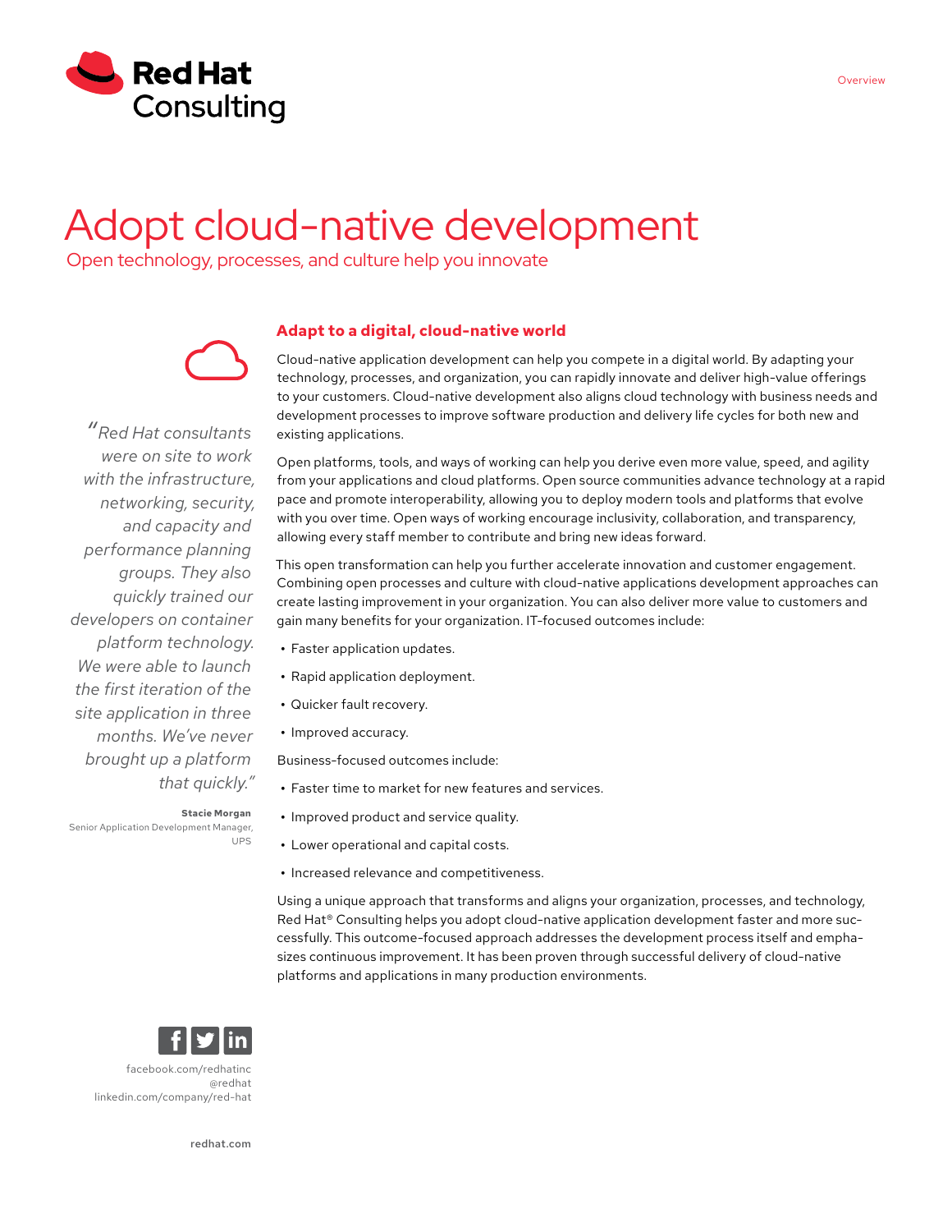# Adopt cloud-native development

Open technology, processes, and culture help you innovate

> *"Red Hat consultants were on site to work with the infrastructure, networking, security, and capacity and performance planning groups. They also quickly trained our developers on container platform technology. We were able to launch the first iteration of the site application in three months. We've never brought up a platform that quickly."*
>
> **Stacie Morgan**
> Senior Application Development Manager, UPS

## Adapt to a digital, cloud-native world

Cloud-native application development can help you compete in a digital world. By adapting your technology, processes, and organization, you can rapidly innovate and deliver high-value offerings to your customers. Cloud-native development also aligns cloud technology with business needs and development processes to improve software production and delivery life cycles for both new and existing applications.

Open platforms, tools, and ways of working can help you derive even more value, speed, and agility from your applications and cloud platforms. Open source communities advance technology at a rapid pace and promote interoperability, allowing you to deploy modern tools and platforms that evolve with you over time. Open ways of working encourage inclusivity, collaboration, and transparency, allowing every staff member to contribute and bring new ideas forward.

This open transformation can help you further accelerate innovation and customer engagement. Combining open processes and culture with cloud-native applications development approaches can create lasting improvement in your organization. You can also deliver more value to customers and gain many benefits for your organization. IT-focused outcomes include:

- Faster application updates.
- Rapid application deployment.
- Quicker fault recovery.
- Improved accuracy.

Business-focused outcomes include:

- Faster time to market for new features and services.
- Improved product and service quality.
- Lower operational and capital costs.
- Increased relevance and competitiveness.

Using a unique approach that transforms and aligns your organization, processes, and technology, Red Hat® Consulting helps you adopt cloud-native application development faster and more successfully. This outcome-focused approach addresses the development process itself and emphasizes continuous improvement. It has been proven through successful delivery of cloud-native platforms and applications in many production environments.

facebook.com/redhatinc
@redhat
linkedin.com/company/red-hat

redhat.com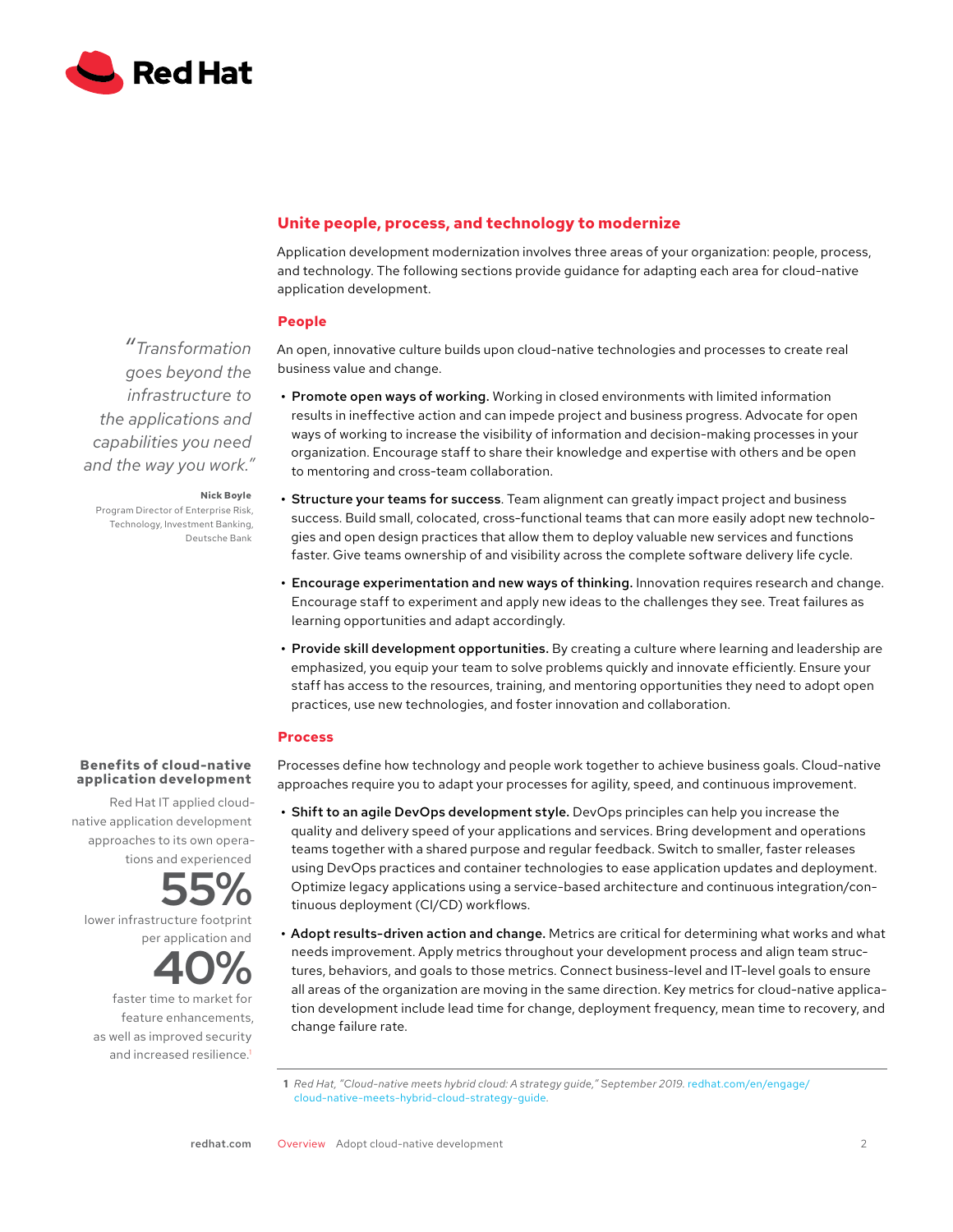## Unite people, process, and technology to modernize

Application development modernization involves three areas of your organization: people, process, and technology. The following sections provide guidance for adapting each area for cloud-native application development.

### People

> *"Transformation goes beyond the infrastructure to the applications and capabilities you need and the way you work."*
>
> **Nick Boyle**
> Program Director of Enterprise Risk, Technology, Investment Banking, Deutsche Bank

An open, innovative culture builds upon cloud-native technologies and processes to create real business value and change.

- **Promote open ways of working.** Working in closed environments with limited information results in ineffective action and can impede project and business progress. Advocate for open ways of working to increase the visibility of information and decision-making processes in your organization. Encourage staff to share their knowledge and expertise with others and be open to mentoring and cross-team collaboration.
- **Structure your teams for success.** Team alignment can greatly impact project and business success. Build small, colocated, cross-functional teams that can more easily adopt new technologies and open design practices that allow them to deploy valuable new services and functions faster. Give teams ownership of and visibility across the complete software delivery life cycle.
- **Encourage experimentation and new ways of thinking.** Innovation requires research and change. Encourage staff to experiment and apply new ideas to the challenges they see. Treat failures as learning opportunities and adapt accordingly.
- **Provide skill development opportunities.** By creating a culture where learning and leadership are emphasized, you equip your team to solve problems quickly and innovate efficiently. Ensure your staff has access to the resources, training, and mentoring opportunities they need to adopt open practices, use new technologies, and foster innovation and collaboration.

### Process

> **Benefits of cloud-native application development**
>
> Red Hat IT applied cloud-native application development approaches to its own operations and experienced
>
> **55%**
>
> lower infrastructure footprint per application and
>
> **40%**
>
> faster time to market for feature enhancements, as well as improved security and increased resilience.[1]

Processes define how technology and people work together to achieve business goals. Cloud-native approaches require you to adapt your processes for agility, speed, and continuous improvement.

- **Shift to an agile DevOps development style.** DevOps principles can help you increase the quality and delivery speed of your applications and services. Bring development and operations teams together with a shared purpose and regular feedback. Switch to smaller, faster releases using DevOps practices and container technologies to ease application updates and deployment. Optimize legacy applications using a service-based architecture and continuous integration/continuous deployment (CI/CD) workflows.
- **Adopt results-driven action and change.** Metrics are critical for determining what works and what needs improvement. Apply metrics throughout your development process and align team structures, behaviors, and goals to those metrics. Connect business-level and IT-level goals to ensure all areas of the organization are moving in the same direction. Key metrics for cloud-native application development include lead time for change, deployment frequency, mean time to recovery, and change failure rate.

---

1 *Red Hat, "Cloud-native meets hybrid cloud: A strategy guide," September 2019.* redhat.com/en/engage/cloud-native-meets-hybrid-cloud-strategy-guide.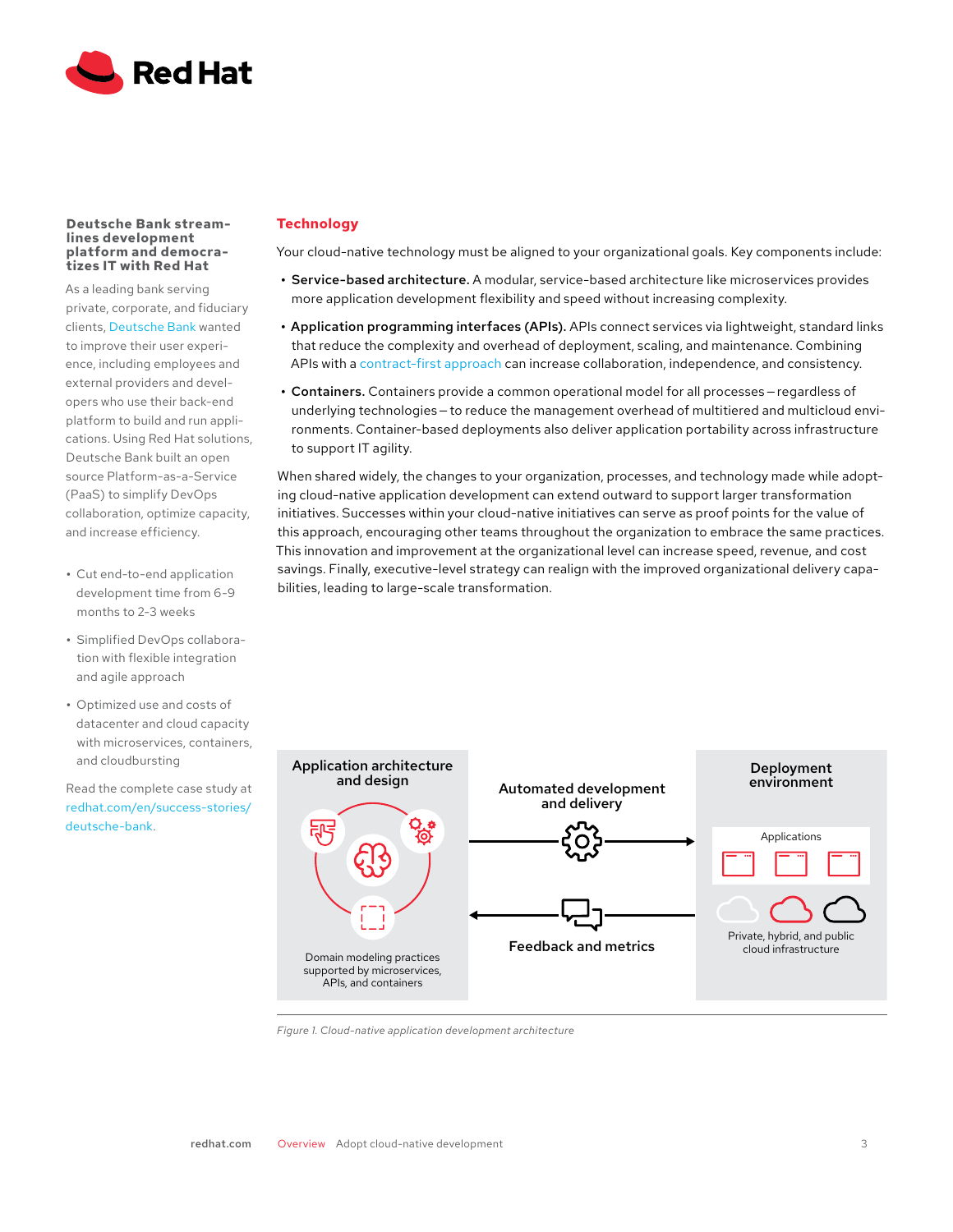### Deutsche Bank streamlines development platform and democratizes IT with Red Hat

As a leading bank serving private, corporate, and fiduciary clients, Deutsche Bank wanted to improve their user experience, including employees and external providers and developers who use their back-end platform to build and run applications. Using Red Hat solutions, Deutsche Bank built an open source Platform-as-a-Service (PaaS) to simplify DevOps collaboration, optimize capacity, and increase efficiency.

- Cut end-to-end application development time from 6-9 months to 2-3 weeks
- Simplified DevOps collaboration with flexible integration and agile approach
- Optimized use and costs of datacenter and cloud capacity with microservices, containers, and cloudbursting

Read the complete case study at redhat.com/en/success-stories/deutsche-bank.

## Technology

Your cloud-native technology must be aligned to your organizational goals. Key components include:

- **Service-based architecture.** A modular, service-based architecture like microservices provides more application development flexibility and speed without increasing complexity.
- **Application programming interfaces (APIs).** APIs connect services via lightweight, standard links that reduce the complexity and overhead of deployment, scaling, and maintenance. Combining APIs with a contract-first approach can increase collaboration, independence, and consistency.
- **Containers.** Containers provide a common operational model for all processes—regardless of underlying technologies—to reduce the management overhead of multitiered and multicloud environments. Container-based deployments also deliver application portability across infrastructure to support IT agility.

When shared widely, the changes to your organization, processes, and technology made while adopting cloud-native application development can extend outward to support larger transformation initiatives. Successes within your cloud-native initiatives can serve as proof points for the value of this approach, encouraging other teams throughout the organization to embrace the same practices. This innovation and improvement at the organizational level can increase speed, revenue, and cost savings. Finally, executive-level strategy can realign with the improved organizational delivery capabilities, leading to large-scale transformation.

Application architecture and design

Domain modeling practices supported by microservices, APIs, and containers

Automated development and delivery

Feedback and metrics

Deployment environment

Applications

Private, hybrid, and public cloud infrastructure

*Figure 1. Cloud-native application development architecture*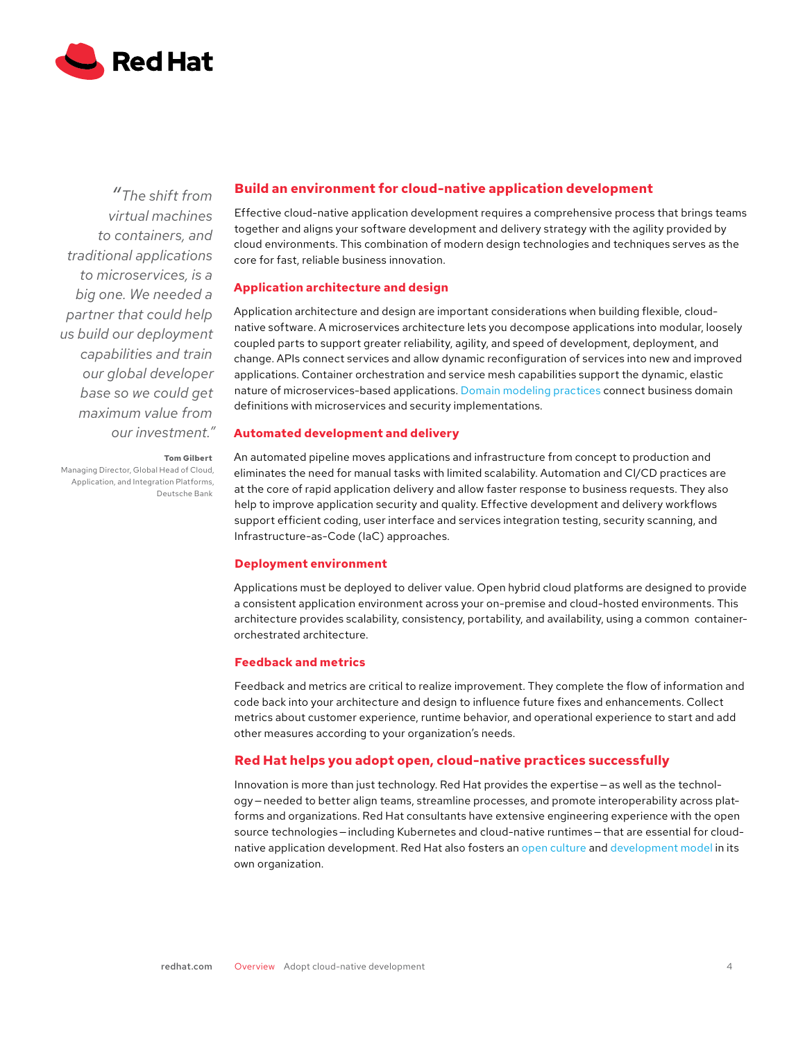> *"The shift from virtual machines to containers, and traditional applications to microservices, is a big one. We needed a partner that could help us build our deployment capabilities and train our global developer base so we could get maximum value from our investment."*
>
> **Tom Gilbert**
> Managing Director, Global Head of Cloud, Application, and Integration Platforms, Deutsche Bank

## Build an environment for cloud-native application development

Effective cloud-native application development requires a comprehensive process that brings teams together and aligns your software development and delivery strategy with the agility provided by cloud environments. This combination of modern design technologies and techniques serves as the core for fast, reliable business innovation.

### Application architecture and design

Application architecture and design are important considerations when building flexible, cloud-native software. A microservices architecture lets you decompose applications into modular, loosely coupled parts to support greater reliability, agility, and speed of development, deployment, and change. APIs connect services and allow dynamic reconfiguration of services into new and improved applications. Container orchestration and service mesh capabilities support the dynamic, elastic nature of microservices-based applications. Domain modeling practices connect business domain definitions with microservices and security implementations.

### Automated development and delivery

An automated pipeline moves applications and infrastructure from concept to production and eliminates the need for manual tasks with limited scalability. Automation and CI/CD practices are at the core of rapid application delivery and allow faster response to business requests. They also help to improve application security and quality. Effective development and delivery workflows support efficient coding, user interface and services integration testing, security scanning, and Infrastructure-as-Code (IaC) approaches.

### Deployment environment

Applications must be deployed to deliver value. Open hybrid cloud platforms are designed to provide a consistent application environment across your on-premise and cloud-hosted environments. This architecture provides scalability, consistency, portability, and availability, using a common container-orchestrated architecture.

### Feedback and metrics

Feedback and metrics are critical to realize improvement. They complete the flow of information and code back into your architecture and design to influence future fixes and enhancements. Collect metrics about customer experience, runtime behavior, and operational experience to start and add other measures according to your organization's needs.

## Red Hat helps you adopt open, cloud-native practices successfully

Innovation is more than just technology. Red Hat provides the expertise—as well as the technology—needed to better align teams, streamline processes, and promote interoperability across platforms and organizations. Red Hat consultants have extensive engineering experience with the open source technologies—including Kubernetes and cloud-native runtimes—that are essential for cloud-native application development. Red Hat also fosters an open culture and development model in its own organization.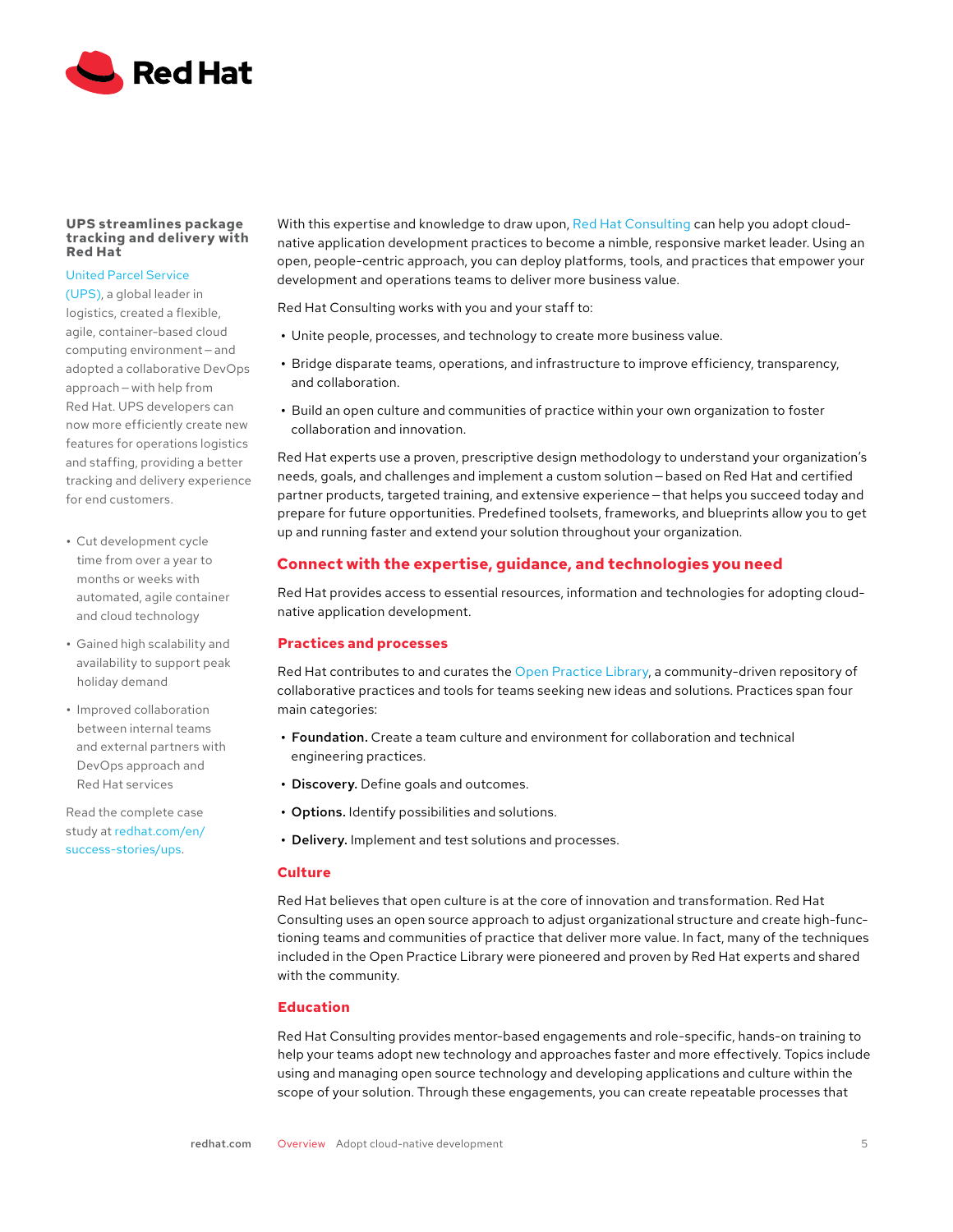**UPS streamlines package tracking and delivery with Red Hat**

United Parcel Service (UPS), a global leader in logistics, created a flexible, agile, container-based cloud computing environment — and adopted a collaborative DevOps approach — with help from Red Hat. UPS developers can now more efficiently create new features for operations logistics and staffing, providing a better tracking and delivery experience for end customers.

- Cut development cycle time from over a year to months or weeks with automated, agile container and cloud technology
- Gained high scalability and availability to support peak holiday demand
- Improved collaboration between internal teams and external partners with DevOps approach and Red Hat services

Read the complete case study at redhat.com/en/success-stories/ups.

With this expertise and knowledge to draw upon, Red Hat Consulting can help you adopt cloud-native application development practices to become a nimble, responsive market leader. Using an open, people-centric approach, you can deploy platforms, tools, and practices that empower your development and operations teams to deliver more business value.

Red Hat Consulting works with you and your staff to:

- Unite people, processes, and technology to create more business value.
- Bridge disparate teams, operations, and infrastructure to improve efficiency, transparency, and collaboration.
- Build an open culture and communities of practice within your own organization to foster collaboration and innovation.

Red Hat experts use a proven, prescriptive design methodology to understand your organization's needs, goals, and challenges and implement a custom solution — based on Red Hat and certified partner products, targeted training, and extensive experience — that helps you succeed today and prepare for future opportunities. Predefined toolsets, frameworks, and blueprints allow you to get up and running faster and extend your solution throughout your organization.

## Connect with the expertise, guidance, and technologies you need

Red Hat provides access to essential resources, information and technologies for adopting cloud-native application development.

### Practices and processes

Red Hat contributes to and curates the Open Practice Library, a community-driven repository of collaborative practices and tools for teams seeking new ideas and solutions. Practices span four main categories:

- **Foundation.** Create a team culture and environment for collaboration and technical engineering practices.
- **Discovery.** Define goals and outcomes.
- **Options.** Identify possibilities and solutions.
- **Delivery.** Implement and test solutions and processes.

### Culture

Red Hat believes that open culture is at the core of innovation and transformation. Red Hat Consulting uses an open source approach to adjust organizational structure and create high-functioning teams and communities of practice that deliver more value. In fact, many of the techniques included in the Open Practice Library were pioneered and proven by Red Hat experts and shared with the community.

### Education

Red Hat Consulting provides mentor-based engagements and role-specific, hands-on training to help your teams adopt new technology and approaches faster and more effectively. Topics include using and managing open source technology and developing applications and culture within the scope of your solution. Through these engagements, you can create repeatable processes that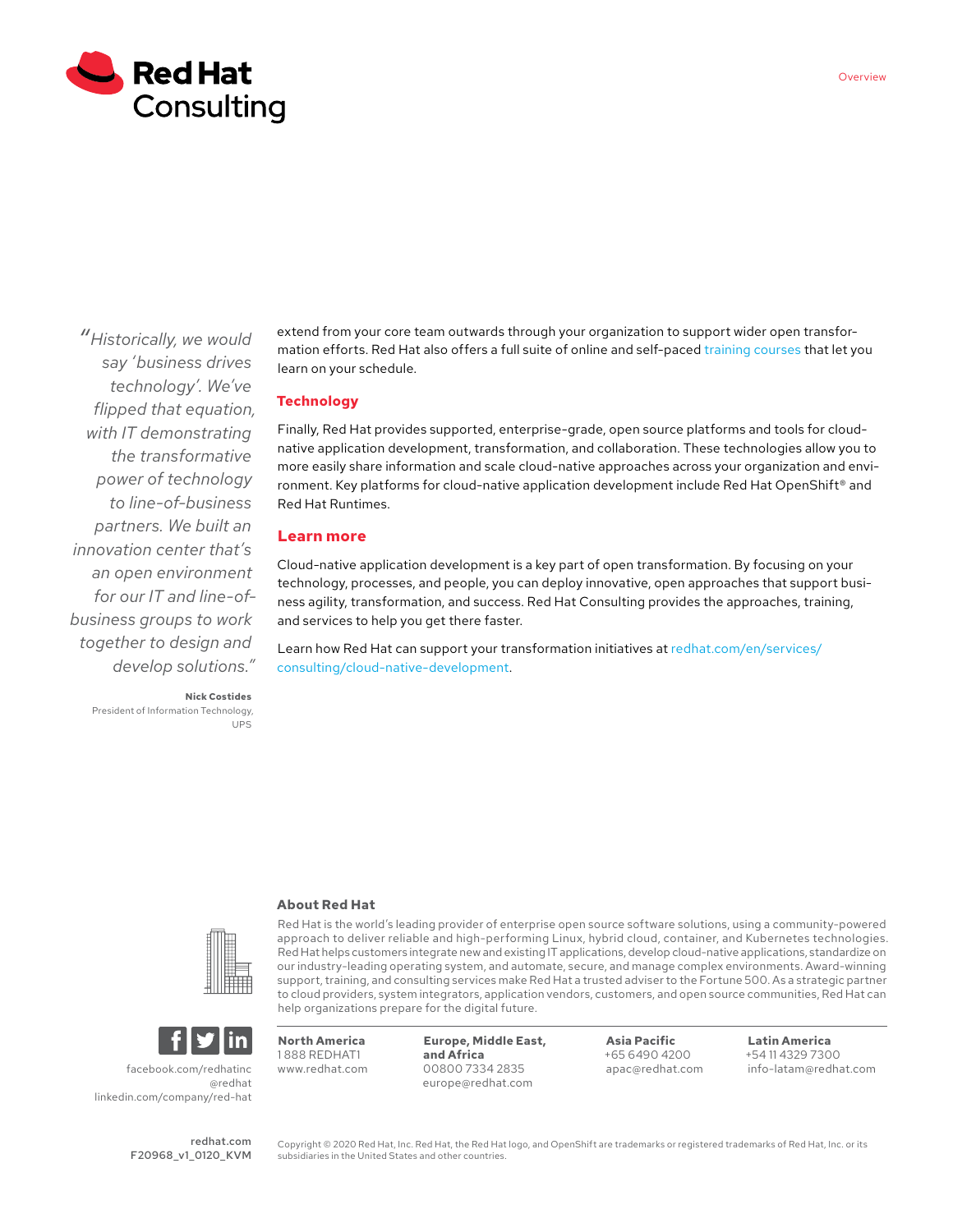> *"Historically, we would say 'business drives technology'. We've flipped that equation, with IT demonstrating the transformative power of technology to line-of-business partners. We built an innovation center that's an open environment for our IT and line-of-business groups to work together to design and develop solutions."*
>
> **Nick Costides**
> President of Information Technology, UPS

extend from your core team outwards through your organization to support wider open transformation efforts. Red Hat also offers a full suite of online and self-paced training courses that let you learn on your schedule.

## Technology

Finally, Red Hat provides supported, enterprise-grade, open source platforms and tools for cloud-native application development, transformation, and collaboration. These technologies allow you to more easily share information and scale cloud-native approaches across your organization and environment. Key platforms for cloud-native application development include Red Hat OpenShift® and Red Hat Runtimes.

## Learn more

Cloud-native application development is a key part of open transformation. By focusing on your technology, processes, and people, you can deploy innovative, open approaches that support business agility, transformation, and success. Red Hat Consulting provides the approaches, training, and services to help you get there faster.

Learn how Red Hat can support your transformation initiatives at redhat.com/en/services/consulting/cloud-native-development.

### About Red Hat

Red Hat is the world's leading provider of enterprise open source software solutions, using a community-powered approach to deliver reliable and high-performing Linux, hybrid cloud, container, and Kubernetes technologies. Red Hat helps customers integrate new and existing IT applications, develop cloud-native applications, standardize on our industry-leading operating system, and automate, secure, and manage complex environments. Award-winning support, training, and consulting services make Red Hat a trusted adviser to the Fortune 500. As a strategic partner to cloud providers, system integrators, application vendors, customers, and open source communities, Red Hat can help organizations prepare for the digital future.

facebook.com/redhatinc
@redhat
linkedin.com/company/red-hat

**North America**
1 888 REDHAT1
www.redhat.com

**Europe, Middle East, and Africa**
00800 7334 2835
europe@redhat.com

**Asia Pacific**
+65 6490 4200
apac@redhat.com

**Latin America**
+54 11 4329 7300
info-latam@redhat.com

redhat.com
F20968_v1_0120_KVM

Copyright © 2020 Red Hat, Inc. Red Hat, the Red Hat logo, and OpenShift are trademarks or registered trademarks of Red Hat, Inc. or its subsidiaries in the United States and other countries.